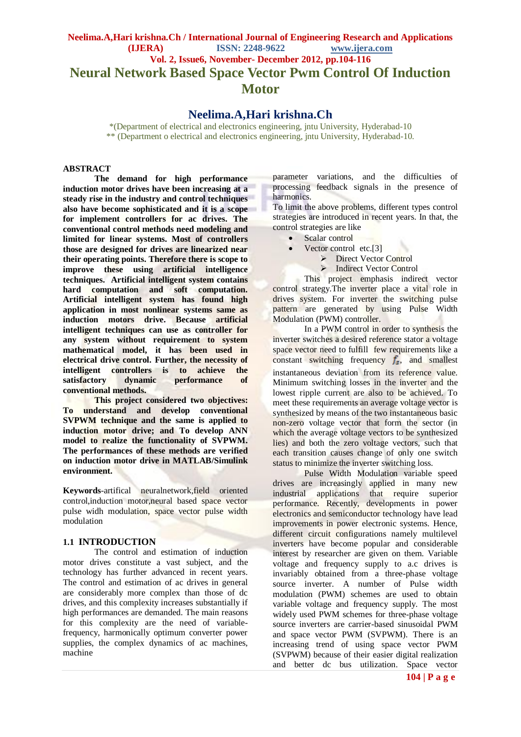# Neural Network Based Space Vector Pwm Control Of Induction Motor

## Neelima.A,Hari krishna.Ch

*(Department of electrical and electronics engineering, jntu University, Hyderabad-10
** (Department o electrical and electronics engineering, jntu University, Hyderabad-10.

### ABSTRACT

**The demand for high performance induction motor drives have been increasing at a steady rise in the industry and control techniques also have become sophisticated and it is a scope for implement controllers for ac drives. The conventional control methods need modeling and limited for linear systems. Most of controllers those are designed for drives are linearized near their operating points. Therefore there is scope to improve these using artificial intelligence techniques. Artificial intelligent system contains hard computation and soft computation. Artificial intelligent system has found high application in most nonlinear systems same as induction motors drive. Because artificial intelligent techniques can use as controller for any system without requirement to system mathematical model, it has been used in electrical drive control. Further, the necessity of intelligent controllers is to achieve the satisfactory dynamic performance of conventional methods.**

**This project considered two objectives: To understand and develop conventional SVPWM technique and the same is applied to induction motor drive; and To develop ANN model to realize the functionality of SVPWM. The performances of these methods are verified on induction motor drive in MATLAB/Simulink environment.**

**Keywords**-artifical neuralnetwork,field oriented control,induction motor,neural based space vector pulse widh modulation, space vector pulse width modulation

### 1.1 INTRODUCTION

The control and estimation of induction motor drives constitute a vast subject, and the technology has further advanced in recent years. The control and estimation of ac drives in general are considerably more complex than those of dc drives, and this complexity increases substantially if high performances are demanded. The main reasons for this complexity are the need of variable-frequency, harmonically optimum converter power supplies, the complex dynamics of ac machines, machine parameter variations, and the difficulties of processing feedback signals in the presence of harmonics.

To limit the above problems, different types control strategies are introduced in recent years. In that, the control strategies are like

- Scalar control
- Vector control etc.[3]
  - Direct Vector Control
  - Indirect Vector Control

This project emphasis indirect vector control strategy.The inverter place a vital role in drives system. For inverter the switching pulse pattern are generated by using Pulse Width Modulation (PWM) controller.

In a PWM control in order to synthesis the inverter switches a desired reference stator a voltage space vector need to fulfill few requirements like a constant switching frequency $f_s$, and smallest instantaneous deviation from its reference value. Minimum switching losses in the inverter and the lowest ripple current are also to be achieved. To meet these requirements an average voltage vector is synthesized by means of the two instantaneous basic non-zero voltage vector that form the sector (in which the average voltage vectors to be synthesized lies) and both the zero voltage vectors, such that each transition causes change of only one switch status to minimize the inverter switching loss.

Pulse Width Modulation variable speed drives are increasingly applied in many new industrial applications that require superior performance. Recently, developments in power electronics and semiconductor technology have lead improvements in power electronic systems. Hence, different circuit configurations namely multilevel inverters have become popular and considerable interest by researcher are given on them. Variable voltage and frequency supply to a.c drives is invariably obtained from a three-phase voltage source inverter. A number of Pulse width modulation (PWM) schemes are used to obtain variable voltage and frequency supply. The most widely used PWM schemes for three-phase voltage source inverters are carrier-based sinusoidal PWM and space vector PWM (SVPWM). There is an increasing trend of using space vector PWM (SVPWM) because of their easier digital realization and better dc bus utilization. Space vector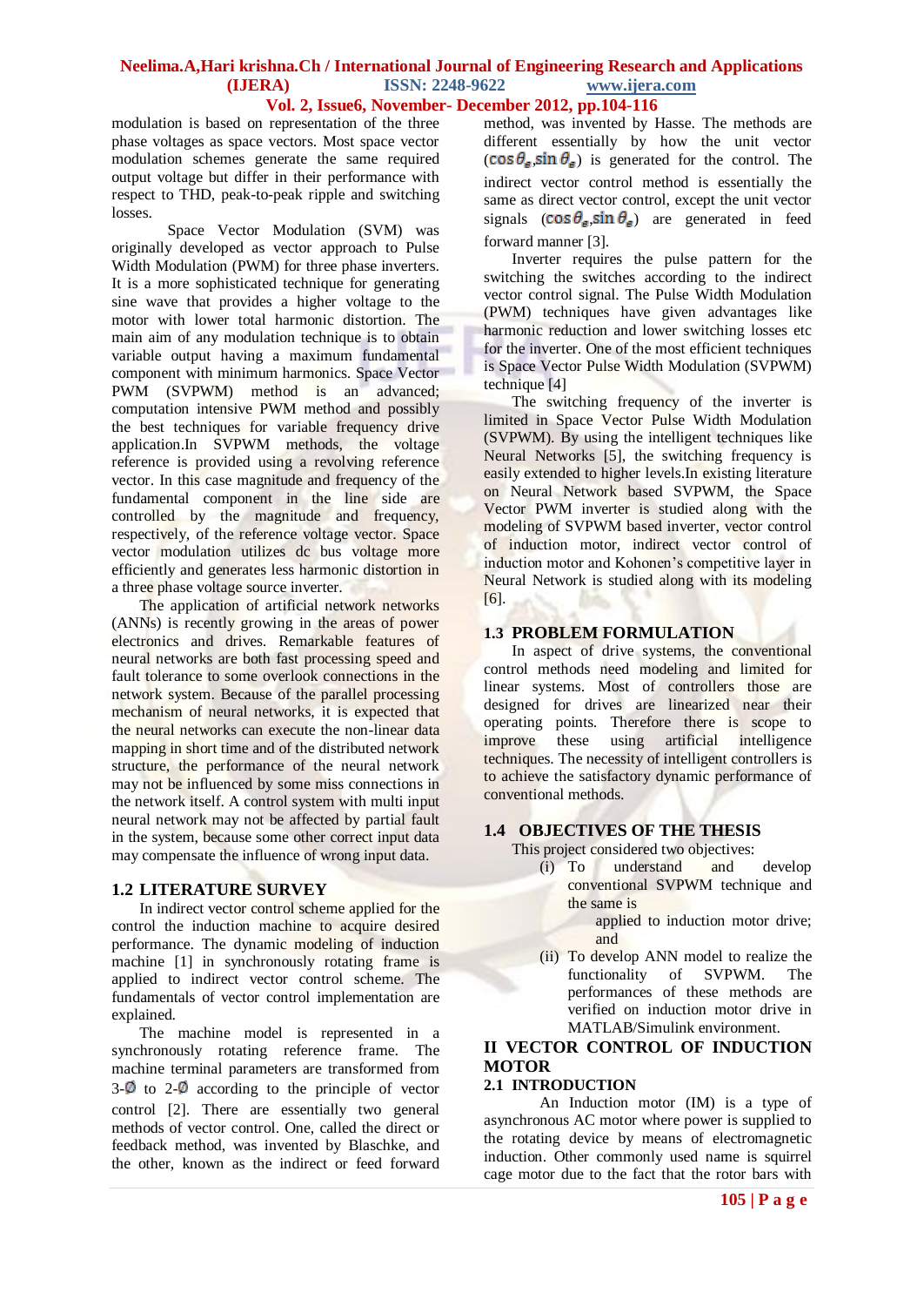modulation is based on representation of the three phase voltages as space vectors. Most space vector modulation schemes generate the same required output voltage but differ in their performance with respect to THD, peak-to-peak ripple and switching losses.

Space Vector Modulation (SVM) was originally developed as vector approach to Pulse Width Modulation (PWM) for three phase inverters. It is a more sophisticated technique for generating sine wave that provides a higher voltage to the motor with lower total harmonic distortion. The main aim of any modulation technique is to obtain variable output having a maximum fundamental component with minimum harmonics. Space Vector PWM (SVPWM) method is an advanced; computation intensive PWM method and possibly the best techniques for variable frequency drive application.In SVPWM methods, the voltage reference is provided using a revolving reference vector. In this case magnitude and frequency of the fundamental component in the line side are controlled by the magnitude and frequency, respectively, of the reference voltage vector. Space vector modulation utilizes dc bus voltage more efficiently and generates less harmonic distortion in a three phase voltage source inverter.

The application of artificial network networks (ANNs) is recently growing in the areas of power electronics and drives. Remarkable features of neural networks are both fast processing speed and fault tolerance to some overlook connections in the network system. Because of the parallel processing mechanism of neural networks, it is expected that the neural networks can execute the non-linear data mapping in short time and of the distributed network structure, the performance of the neural network may not be influenced by some miss connections in the network itself. A control system with multi input neural network may not be affected by partial fault in the system, because some other correct input data may compensate the influence of wrong input data.

## 1.2 LITERATURE SURVEY

In indirect vector control scheme applied for the control the induction machine to acquire desired performance. The dynamic modeling of induction machine [1] in synchronously rotating frame is applied to indirect vector control scheme. The fundamentals of vector control implementation are explained.

The machine model is represented in a synchronously rotating reference frame. The machine terminal parameters are transformed from 3-$\emptyset$ to 2-$\emptyset$ according to the principle of vector control [2]. There are essentially two general methods of vector control. One, called the direct or feedback method, was invented by Blaschke, and the other, known as the indirect or feed forward method, was invented by Hasse. The methods are different essentially by how the unit vector ($\cos\theta_e, \sin\theta_e$) is generated for the control. The indirect vector control method is essentially the same as direct vector control, except the unit vector signals ($\cos\theta_e, \sin\theta_e$) are generated in feed forward manner [3].

Inverter requires the pulse pattern for the switching the switches according to the indirect vector control signal. The Pulse Width Modulation (PWM) techniques have given advantages like harmonic reduction and lower switching losses etc for the inverter. One of the most efficient techniques is Space Vector Pulse Width Modulation (SVPWM) technique [4]

The switching frequency of the inverter is limited in Space Vector Pulse Width Modulation (SVPWM). By using the intelligent techniques like Neural Networks [5], the switching frequency is easily extended to higher levels.In existing literature on Neural Network based SVPWM, the Space Vector PWM inverter is studied along with the modeling of SVPWM based inverter, vector control of induction motor, indirect vector control of induction motor and Kohonen's competitive layer in Neural Network is studied along with its modeling [6].

## 1.3 PROBLEM FORMULATION

In aspect of drive systems, the conventional control methods need modeling and limited for linear systems. Most of controllers those are designed for drives are linearized near their operating points. Therefore there is scope to improve these using artificial intelligence techniques. The necessity of intelligent controllers is to achieve the satisfactory dynamic performance of conventional methods.

## 1.4 OBJECTIVES OF THE THESIS

This project considered two objectives:

(i) To understand and develop conventional SVPWM technique and the same is applied to induction motor drive; and

(ii) To develop ANN model to realize the functionality of SVPWM. The performances of these methods are verified on induction motor drive in MATLAB/Simulink environment.

# II VECTOR CONTROL OF INDUCTION MOTOR

## 2.1 INTRODUCTION

An Induction motor (IM) is a type of asynchronous AC motor where power is supplied to the rotating device by means of electromagnetic induction. Other commonly used name is squirrel cage motor due to the fact that the rotor bars with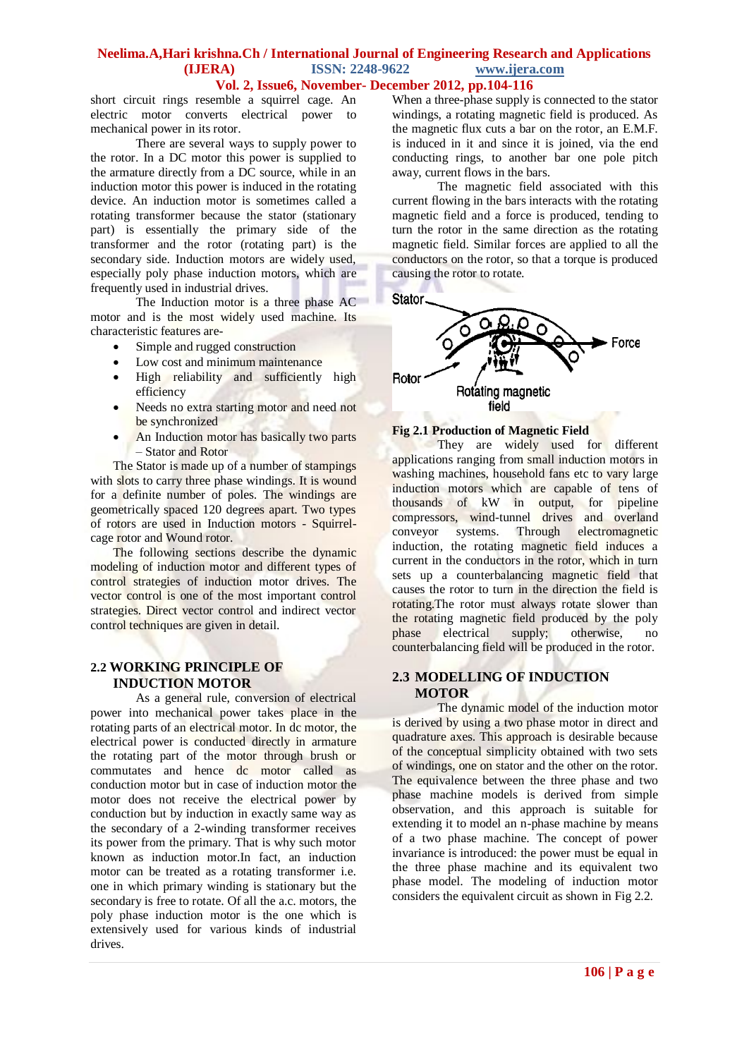short circuit rings resemble a squirrel cage. An electric motor converts electrical power to mechanical power in its rotor.

There are several ways to supply power to the rotor. In a DC motor this power is supplied to the armature directly from a DC source, while in an induction motor this power is induced in the rotating device. An induction motor is sometimes called a rotating transformer because the stator (stationary part) is essentially the primary side of the transformer and the rotor (rotating part) is the secondary side. Induction motors are widely used, especially poly phase induction motors, which are frequently used in industrial drives.

The Induction motor is a three phase AC motor and is the most widely used machine. Its characteristic features are-

- Simple and rugged construction
- Low cost and minimum maintenance
- High reliability and sufficiently high efficiency
- Needs no extra starting motor and need not be synchronized
- An Induction motor has basically two parts – Stator and Rotor

The Stator is made up of a number of stampings with slots to carry three phase windings. It is wound for a definite number of poles. The windings are geometrically spaced 120 degrees apart. Two types of rotors are used in Induction motors - Squirrel-cage rotor and Wound rotor.

The following sections describe the dynamic modeling of induction motor and different types of control strategies of induction motor drives. The vector control is one of the most important control strategies. Direct vector control and indirect vector control techniques are given in detail.

## 2.2 WORKING PRINCIPLE OF INDUCTION MOTOR

As a general rule, conversion of electrical power into mechanical power takes place in the rotating parts of an electrical motor. In dc motor, the electrical power is conducted directly in armature the rotating part of the motor through brush or commutates and hence dc motor called as conduction motor but in case of induction motor the motor does not receive the electrical power by conduction but by induction in exactly same way as the secondary of a 2-winding transformer receives its power from the primary. That is why such motor known as induction motor.In fact, an induction motor can be treated as a rotating transformer i.e. one in which primary winding is stationary but the secondary is free to rotate. Of all the a.c. motors, the poly phase induction motor is the one which is extensively used for various kinds of industrial drives.

When a three-phase supply is connected to the stator windings, a rotating magnetic field is produced. As the magnetic flux cuts a bar on the rotor, an E.M.F. is induced in it and since it is joined, via the end conducting rings, to another bar one pole pitch away, current flows in the bars.

The magnetic field associated with this current flowing in the bars interacts with the rotating magnetic field and a force is produced, tending to turn the rotor in the same direction as the rotating magnetic field. Similar forces are applied to all the conductors on the rotor, so that a torque is produced causing the rotor to rotate.

**Fig 2.1 Production of Magnetic Field**

They are widely used for different applications ranging from small induction motors in washing machines, household fans etc to vary large induction motors which are capable of tens of thousands of kW in output, for pipeline compressors, wind-tunnel drives and overland conveyor systems. Through electromagnetic induction, the rotating magnetic field induces a current in the conductors in the rotor, which in turn sets up a counterbalancing magnetic field that causes the rotor to turn in the direction the field is rotating.The rotor must always rotate slower than the rotating magnetic field produced by the poly phase electrical supply; otherwise, no counterbalancing field will be produced in the rotor.

## 2.3 MODELLING OF INDUCTION MOTOR

The dynamic model of the induction motor is derived by using a two phase motor in direct and quadrature axes. This approach is desirable because of the conceptual simplicity obtained with two sets of windings, one on stator and the other on the rotor. The equivalence between the three phase and two phase machine models is derived from simple observation, and this approach is suitable for extending it to model an n-phase machine by means of a two phase machine. The concept of power invariance is introduced: the power must be equal in the three phase machine and its equivalent two phase model. The modeling of induction motor considers the equivalent circuit as shown in Fig 2.2.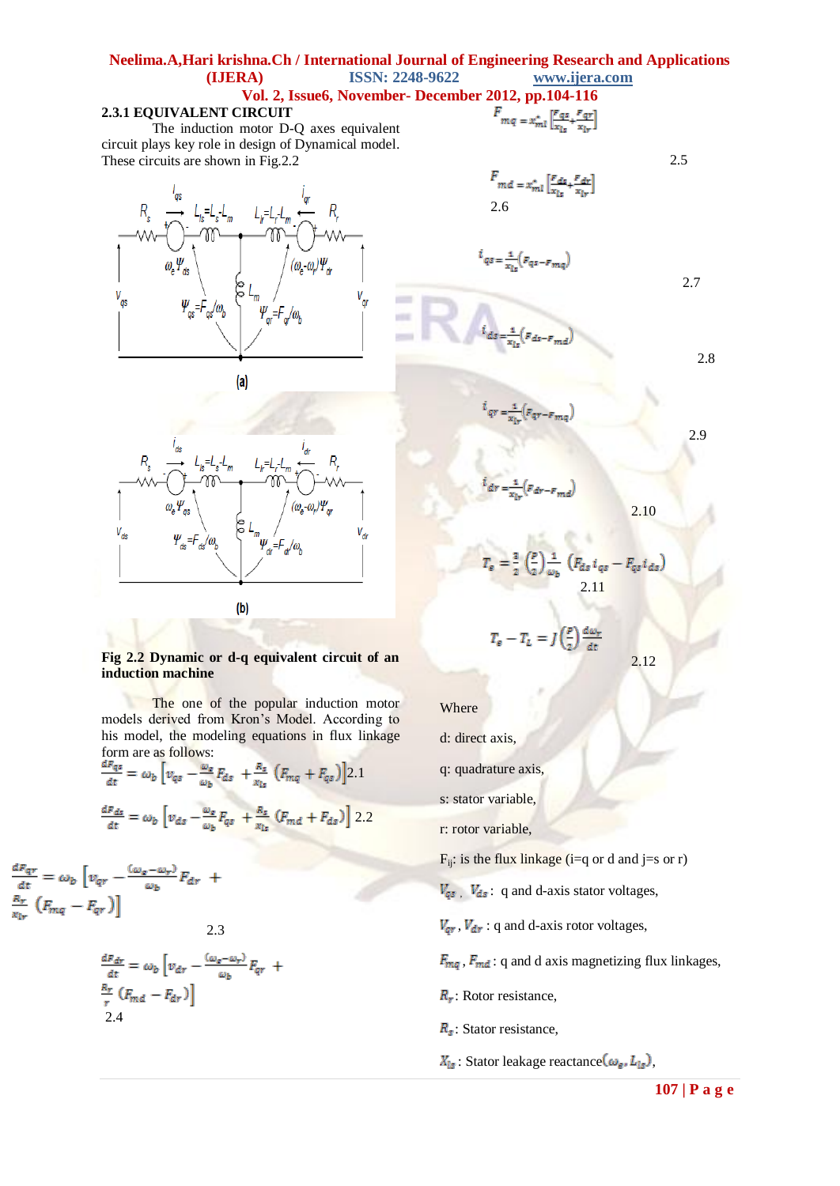### 2.3.1 EQUIVALENT CIRCUIT

The induction motor D-Q axes equivalent circuit plays key role in design of Dynamical model. These circuits are shown in Fig.2.2

(a)

(b)

**Fig 2.2 Dynamic or d-q equivalent circuit of an induction machine**

The one of the popular induction motor models derived from Kron's Model. According to his model, the modeling equations in flux linkage form are as follows:

$$\frac{dF_{qs}}{dt} = \omega_b \left[ v_{qs} - \frac{\omega_e}{\omega_b} F_{ds} + \frac{R_s}{x_{ls}} \left( F_{mq} + F_{qs} \right) \right] \quad 2.1$$

$$\frac{dF_{ds}}{dt} = \omega_b \left[ v_{ds} - \frac{\omega_e}{\omega_b} F_{qs} + \frac{R_s}{x_{ls}} \left( F_{md} + F_{ds} \right) \right] \quad 2.2$$

$$\frac{dF_{qr}}{dt} = \omega_b \left[ v_{qr} - \frac{(\omega_e - \omega_r)}{\omega_b} F_{dr} + \frac{R_r}{x_{lr}} \left( F_{mq} - F_{qr} \right) \right] \quad 2.3$$

$$\frac{dF_{dr}}{dt} = \omega_b \left[ v_{dr} - \frac{(\omega_e - \omega_r)}{\omega_b} F_{qr} + \frac{R_r}{r} \left( F_{md} - F_{dr} \right) \right] \quad 2.4$$

$$F_{mq} = x_{ml}^{*} \left[ \frac{F_{qs}}{x_{ls}} + \frac{F_{qr}}{x_{lr}} \right] \quad 2.5$$

$$F_{md} = x_{ml}^{*} \left[ \frac{F_{ds}}{x_{ls}} + \frac{F_{dr}}{x_{lr}} \right] \quad 2.6$$

$$i_{qs} = \frac{1}{x_{ls}} \left( F_{qs} - F_{mq} \right) \quad 2.7$$

$$i_{ds} = \frac{1}{x_{ls}} \left( F_{ds} - F_{md} \right) \quad 2.8$$

$$i_{qr} = \frac{1}{x_{lr}} \left( F_{qr} - F_{mq} \right) \quad 2.9$$

$$i_{dr} = \frac{1}{x_{lr}} \left( F_{dr} - F_{md} \right) \quad 2.10$$

$$T_e = \frac{3}{2} \left( \frac{P}{2} \right) \frac{1}{\omega_b} \left( F_{ds} i_{qs} - F_{qs} i_{ds} \right) \quad 2.11$$

$$T_e - T_L = J \left( \frac{P}{2} \right) \frac{d\omega_r}{dt} \quad 2.12$$

Where

d: direct axis,

q: quadrature axis,

s: stator variable,

r: rotor variable,

$F_{ij}$: is the flux linkage (i=q or d and j=s or r)

$V_{qs}$ , $V_{ds}$: q and d-axis stator voltages,

$V_{qr}$ , $V_{dr}$ : q and d-axis rotor voltages,

$F_{mq}$ , $F_{md}$ : q and d axis magnetizing flux linkages,

$R_r$: Rotor resistance,

$R_s$: Stator resistance,

$X_{ls}$ : Stator leakage reactance($\omega_e$, $L_{ls}$),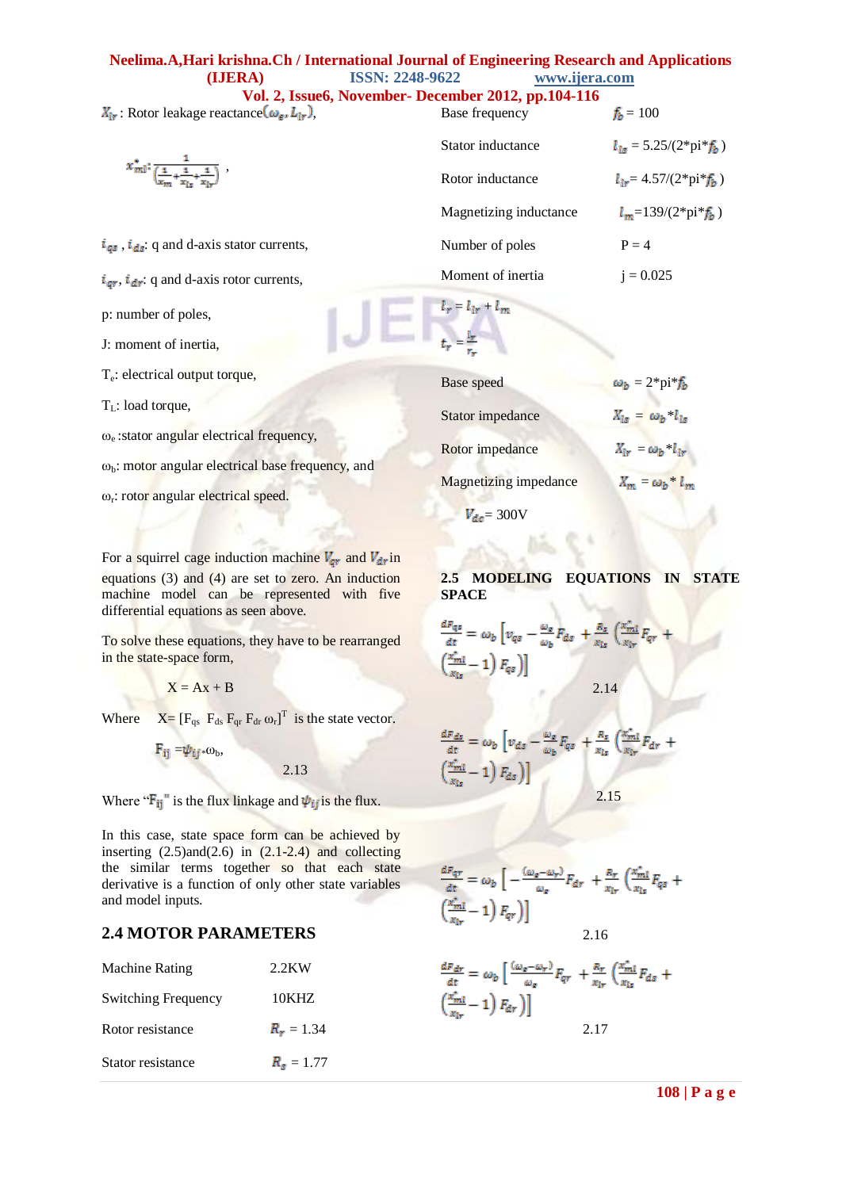$X_{lr}$ : Rotor leakage reactance$(\omega_e, L_{lr})$,

$$x^*_{ml}: \frac{1}{\left(\frac{1}{x_m}+\frac{1}{x_{ls}}+\frac{1}{x_{lr}}\right)} ,$$

$i_{qs}$ , $i_{ds}$: q and d-axis stator currents,

$i_{qr}$, $i_{dr}$: q and d-axis rotor currents,

p: number of poles,

J: moment of inertia,

$T_e$: electrical output torque,

$T_L$: load torque,

$\omega_e$ :stator angular electrical frequency,

$\omega_b$: motor angular electrical base frequency, and

$\omega_r$: rotor angular electrical speed.

For a squirrel cage induction machine $V_{qr}$ and $V_{dr}$ in equations (3) and (4) are set to zero. An induction machine model can be represented with five differential equations as seen above.

To solve these equations, they have to be rearranged in the state-space form,

$$X = Ax + B$$

Where $X= [F_{qs}\ F_{ds}\ F_{qr}\ F_{dr}\ \omega_r]^T$ is the state vector.

$$F_{ij} = \psi_{ij} * \omega_b, \quad 2.13$$

Where "$F_{ij}$" is the flux linkage and $\psi_{ij}$ is the flux.

In this case, state space form can be achieved by inserting (2.5)and(2.6) in (2.1-2.4) and collecting the similar terms together so that each state derivative is a function of only other state variables and model inputs.

## 2.4 MOTOR PARAMETERS

| | |
|---|---|
| Machine Rating | 2.2KW |
| Switching Frequency | 10KHZ |
| Rotor resistance | $R_r$ = 1.34 |
| Stator resistance | $R_s$ = 1.77 |
| Base frequency | $f_b$ = 100 |
| Stator inductance | $l_{ls}$ = 5.25/(2*pi*$f_b$ ) |
| Rotor inductance | $l_{lr}$= 4.57/(2*pi*$f_b$ ) |
| Magnetizing inductance | $l_m$=139/(2*pi*$f_b$ ) |
| Number of poles | P = 4 |
| Moment of inertia | j = 0.025 |

$l_r = l_{lr} + l_m$

$t_r = \frac{l_r}{r_r}$

| | |
|---|---|
| Base speed | $\omega_b$ = 2*pi*$f_b$ |
| Stator impedance | $X_{ls}$ = $\omega_b$*$l_{ls}$ |
| Rotor impedance | $X_{lr}$ = $\omega_b$*$l_{lr}$ |
| Magnetizing impedance | $X_m$ = $\omega_b$* $l_m$ |

$V_{dc}$= 300V

### 2.5 MODELING EQUATIONS IN STATE SPACE

$$\frac{dF_{qs}}{dt} = \omega_b \left[v_{qs} - \frac{\omega_e}{\omega_b}F_{ds} + \frac{R_s}{x_{ls}}\left(\frac{x^*_{ml}}{x_{lr}}F_{qr} + \left(\frac{x^*_{ml}}{x_{ls}} - 1\right)F_{qs}\right)\right] \quad 2.14$$

$$\frac{dF_{ds}}{dt} = \omega_b \left[v_{ds} - \frac{\omega_e}{\omega_b}F_{qs} + \frac{R_s}{x_{ls}}\left(\frac{x^*_{ml}}{x_{lr}}F_{dr} + \left(\frac{x^*_{ml}}{x_{ls}} - 1\right)F_{ds}\right)\right] \quad 2.15$$

$$\frac{dF_{qr}}{dt} = \omega_b \left[-\frac{(\omega_e-\omega_r)}{\omega_e}F_{dr} + \frac{R_r}{x_{lr}}\left(\frac{x^*_{ml}}{x_{ls}}F_{qs} + \left(\frac{x^*_{ml}}{x_{lr}} - 1\right)F_{qr}\right)\right] \quad 2.16$$

$$\frac{dF_{dr}}{dt} = \omega_b \left[\frac{(\omega_e-\omega_r)}{\omega_e}F_{qr} + \frac{R_r}{x_{lr}}\left(\frac{x^*_{ml}}{x_{ls}}F_{ds} + \left(\frac{x^*_{ml}}{x_{lr}} - 1\right)F_{dr}\right)\right] \quad 2.17$$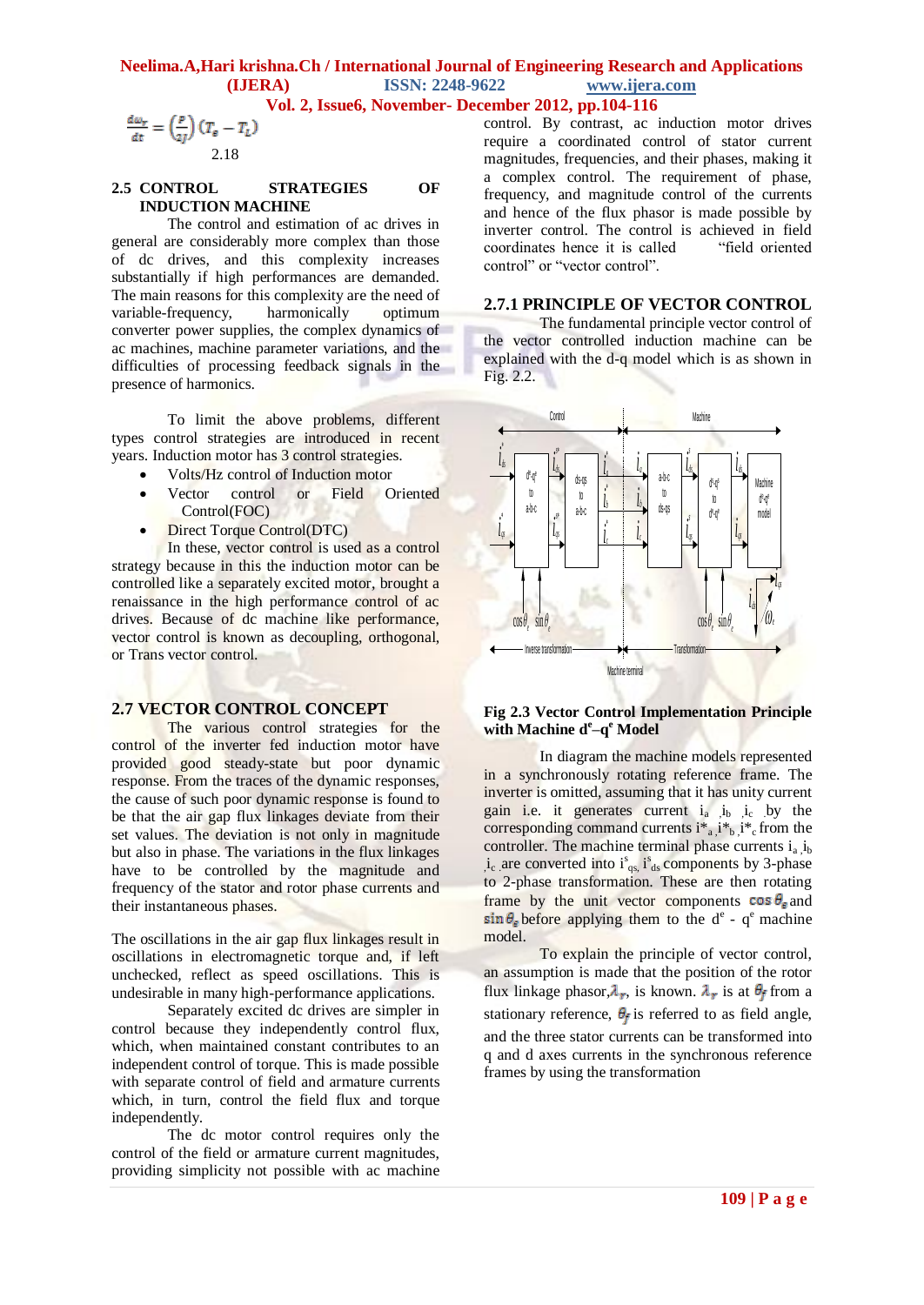$$\frac{d\omega_r}{dt} = \left(\frac{P}{2J}\right)(T_e - T_L)$$

2.18

## 2.5 CONTROL STRATEGIES OF INDUCTION MACHINE

The control and estimation of ac drives in general are considerably more complex than those of dc drives, and this complexity increases substantially if high performances are demanded. The main reasons for this complexity are the need of variable-frequency, harmonically optimum converter power supplies, the complex dynamics of ac machines, machine parameter variations, and the difficulties of processing feedback signals in the presence of harmonics.

To limit the above problems, different types control strategies are introduced in recent years. Induction motor has 3 control strategies.

- Volts/Hz control of Induction motor
- Vector control or Field Oriented Control(FOC)
- Direct Torque Control(DTC)

In these, vector control is used as a control strategy because in this the induction motor can be controlled like a separately excited motor, brought a renaissance in the high performance control of ac drives. Because of dc machine like performance, vector control is known as decoupling, orthogonal, or Trans vector control.

## 2.7 VECTOR CONTROL CONCEPT

The various control strategies for the control of the inverter fed induction motor have provided good steady-state but poor dynamic response. From the traces of the dynamic responses, the cause of such poor dynamic response is found to be that the air gap flux linkages deviate from their set values. The deviation is not only in magnitude but also in phase. The variations in the flux linkages have to be controlled by the magnitude and frequency of the stator and rotor phase currents and their instantaneous phases.

The oscillations in the air gap flux linkages result in oscillations in electromagnetic torque and, if left unchecked, reflect as speed oscillations. This is undesirable in many high-performance applications.

Separately excited dc drives are simpler in control because they independently control flux, which, when maintained constant contributes to an independent control of torque. This is made possible with separate control of field and armature currents which, in turn, control the field flux and torque independently.

The dc motor control requires only the control of the field or armature current magnitudes, providing simplicity not possible with ac machine control. By contrast, ac induction motor drives require a coordinated control of stator current magnitudes, frequencies, and their phases, making it a complex control. The requirement of phase, frequency, and magnitude control of the currents and hence of the flux phasor is made possible by inverter control. The control is achieved in field coordinates hence it is called "field oriented control" or "vector control".

### 2.7.1 PRINCIPLE OF VECTOR CONTROL

The fundamental principle vector control of the vector controlled induction machine can be explained with the d-q model which is as shown in Fig. 2.2.

**Fig 2.3 Vector Control Implementation Principle with Machine $d^e$–$q^e$ Model**

In diagram the machine models represented in a synchronously rotating reference frame. The inverter is omitted, assuming that it has unity current gain i.e. it generates current $i_a$, $i_b$, $i_c$ by the corresponding command currents $i^*_a$, $i^*_b$, $i^*_c$ from the controller. The machine terminal phase currents $i_a$, $i_b$, $i_c$ are converted into $i^s_{qs}$, $i^s_{ds}$ components by 3-phase to 2-phase transformation. These are then rotating frame by the unit vector components $\cos\theta_e$ and $\sin\theta_e$ before applying them to the $d^e$ - $q^e$ machine model.

To explain the principle of vector control, an assumption is made that the position of the rotor flux linkage phasor, $\lambda_r$, is known. $\lambda_r$ is at $\theta_f$ from a stationary reference, $\theta_f$ is referred to as field angle, and the three stator currents can be transformed into q and d axes currents in the synchronous reference frames by using the transformation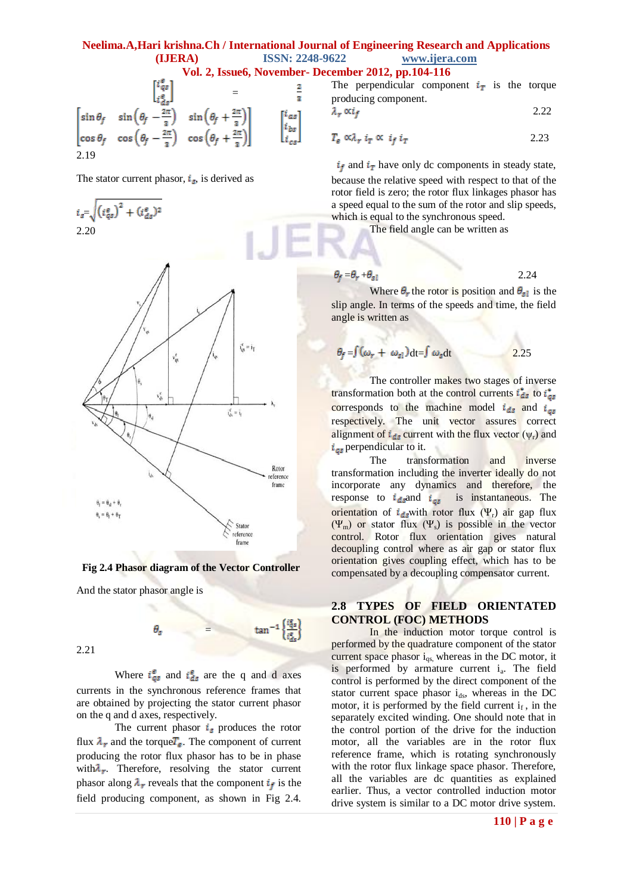$$\begin{bmatrix} i_{qs}^{e} \\ i_{ds}^{e} \end{bmatrix} = \frac{2}{3} \begin{bmatrix} \sin\theta_f & \sin\left(\theta_f - \frac{2\pi}{3}\right) & \sin\left(\theta_f + \frac{2\pi}{3}\right) \\ \cos\theta_f & \cos\left(\theta_f - \frac{2\pi}{3}\right) & \cos\left(\theta_f + \frac{2\pi}{3}\right) \end{bmatrix} \begin{bmatrix} i_{as} \\ i_{bs} \\ i_{cs} \end{bmatrix}$$

2.19

The stator current phasor, $i_s$, is derived as

$$i_s = \sqrt{(i_{qs}^{e})^2 + (i_{ds}^{e})^2}$$

2.20

**Fig 2.4 Phasor diagram of the Vector Controller**

And the stator phasor angle is

$$\theta_s = \tan^{-1}\left\{\frac{i_{qs}^{e}}{i_{ds}^{e}}\right\}$$

2.21

Where $i_{qs}^{e}$ and $i_{ds}^{e}$ are the q and d axes currents in the synchronous reference frames that are obtained by projecting the stator current phasor on the q and d axes, respectively.

The current phasor $i_s$ produces the rotor flux $\lambda_r$ and the torque $T_e$. The component of current producing the rotor flux phasor has to be in phase with $\lambda_r$. Therefore, resolving the stator current phasor along $\lambda_r$ reveals that the component $i_f$ is the field producing component, as shown in Fig 2.4. The perpendicular component $i_T$ is the torque producing component.

$$\lambda_r \propto i_f \qquad 2.22$$

$$T_e \propto \lambda_r\, i_T \propto i_f\, i_T \qquad 2.23$$

$i_f$ and $i_T$ have only dc components in steady state, because the relative speed with respect to that of the rotor field is zero; the rotor flux linkages phasor has a speed equal to the sum of the rotor and slip speeds, which is equal to the synchronous speed.

The field angle can be written as

$$\theta_f = \theta_r + \theta_{sl} \qquad 2.24$$

Where $\theta_r$ the rotor is position and $\theta_{sl}$ is the slip angle. In terms of the speeds and time, the field angle is written as

$$\theta_f = \int(\omega_r + \omega_{sl})dt = \int \omega_s dt \qquad 2.25$$

The controller makes two stages of inverse transformation both at the control currents $i_{ds}^{*}$ to $i_{qs}^{*}$ corresponds to the machine model $i_{ds}$ and $i_{qs}$ respectively. The unit vector assures correct alignment of $i_{ds}$ current with the flux vector ($\psi_r$) and $i_{qs}$ perpendicular to it.

The transformation and inverse transformation including the inverter ideally do not incorporate any dynamics and therefore, the response to $i_{ds}$ and $i_{qs}$ is instantaneous. The orientation of $i_{ds}$ with rotor flux ($\Psi_r$) air gap flux ($\Psi_m$) or stator flux ($\Psi_s$) is possible in the vector control. Rotor flux orientation gives natural decoupling control where as air gap or stator flux orientation gives coupling effect, which has to be compensated by a decoupling compensator current.

## 2.8 TYPES OF FIELD ORIENTATED CONTROL (FOC) METHODS

In the induction motor torque control is performed by the quadrature component of the stator current space phasor $i_{qs}$, whereas in the DC motor, it is performed by armature current $i_a$. The field control is performed by the direct component of the stator current space phasor $i_{ds}$, whereas in the DC motor, it is performed by the field current $i_f$, in the separately excited winding. One should note that in the control portion of the drive for the induction motor, all the variables are in the rotor flux reference frame, which is rotating synchronously with the rotor flux linkage space phasor. Therefore, all the variables are dc quantities as explained earlier. Thus, a vector controlled induction motor drive system is similar to a DC motor drive system.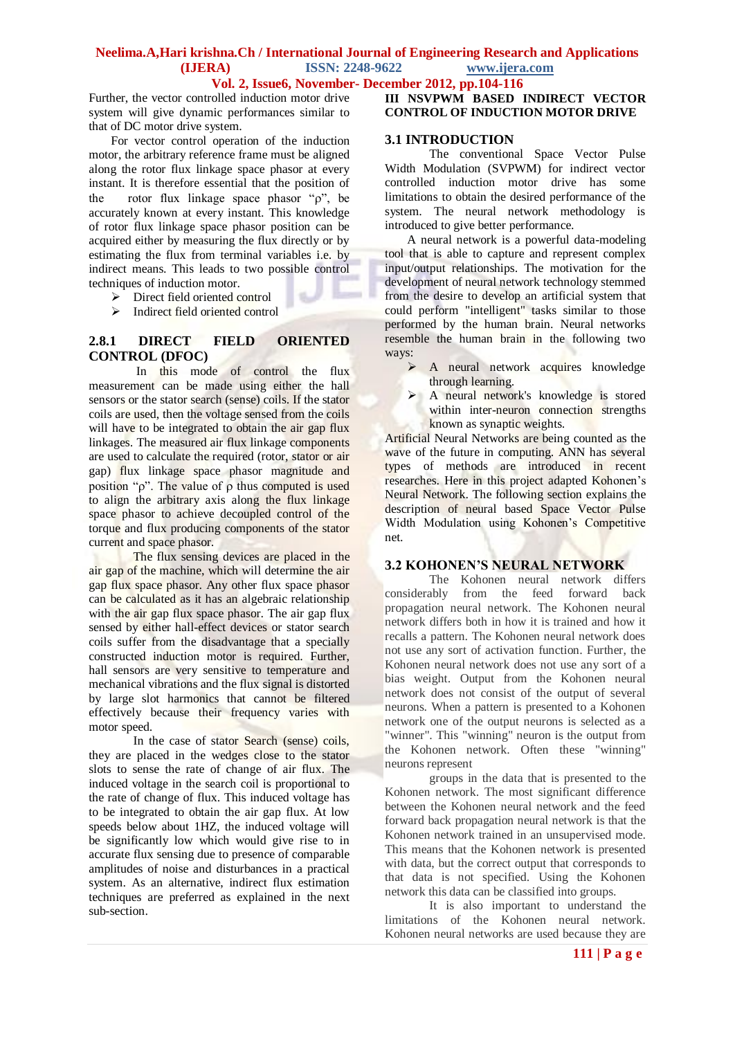Further, the vector controlled induction motor drive system will give dynamic performances similar to that of DC motor drive system.

For vector control operation of the induction motor, the arbitrary reference frame must be aligned along the rotor flux linkage space phasor at every instant. It is therefore essential that the position of the rotor flux linkage space phasor "ρ", be accurately known at every instant. This knowledge of rotor flux linkage space phasor position can be acquired either by measuring the flux directly or by estimating the flux from terminal variables i.e. by indirect means. This leads to two possible control techniques of induction motor.

- Direct field oriented control
- Indirect field oriented control

### 2.8.1 DIRECT FIELD ORIENTED CONTROL (DFOC)

In this mode of control the flux measurement can be made using either the hall sensors or the stator search (sense) coils. If the stator coils are used, then the voltage sensed from the coils will have to be integrated to obtain the air gap flux linkages. The measured air flux linkage components are used to calculate the required (rotor, stator or air gap) flux linkage space phasor magnitude and position "ρ". The value of ρ thus computed is used to align the arbitrary axis along the flux linkage space phasor to achieve decoupled control of the torque and flux producing components of the stator current and space phasor.

The flux sensing devices are placed in the air gap of the machine, which will determine the air gap flux space phasor. Any other flux space phasor can be calculated as it has an algebraic relationship with the air gap flux space phasor. The air gap flux sensed by either hall-effect devices or stator search coils suffer from the disadvantage that a specially constructed induction motor is required. Further, hall sensors are very sensitive to temperature and mechanical vibrations and the flux signal is distorted by large slot harmonics that cannot be filtered effectively because their frequency varies with motor speed.

In the case of stator Search (sense) coils, they are placed in the wedges close to the stator slots to sense the rate of change of air flux. The induced voltage in the search coil is proportional to the rate of change of flux. This induced voltage has to be integrated to obtain the air gap flux. At low speeds below about 1HZ, the induced voltage will be significantly low which would give rise to in accurate flux sensing due to presence of comparable amplitudes of noise and disturbances in a practical system. As an alternative, indirect flux estimation techniques are preferred as explained in the next sub-section.

## III NSVPWM BASED INDIRECT VECTOR CONTROL OF INDUCTION MOTOR DRIVE

### 3.1 INTRODUCTION

The conventional Space Vector Pulse Width Modulation (SVPWM) for indirect vector controlled induction motor drive has some limitations to obtain the desired performance of the system. The neural network methodology is introduced to give better performance.

A neural network is a powerful data-modeling tool that is able to capture and represent complex input/output relationships. The motivation for the development of neural network technology stemmed from the desire to develop an artificial system that could perform "intelligent" tasks similar to those performed by the human brain. Neural networks resemble the human brain in the following two ways:

- A neural network acquires knowledge through learning.
- A neural network's knowledge is stored within inter-neuron connection strengths known as synaptic weights.

Artificial Neural Networks are being counted as the wave of the future in computing. ANN has several types of methods are introduced in recent researches. Here in this project adapted Kohonen's Neural Network. The following section explains the description of neural based Space Vector Pulse Width Modulation using Kohonen's Competitive net.

### 3.2 KOHONEN'S NEURAL NETWORK

The Kohonen neural network differs considerably from the feed forward back propagation neural network. The Kohonen neural network differs both in how it is trained and how it recalls a pattern. The Kohonen neural network does not use any sort of activation function. Further, the Kohonen neural network does not use any sort of a bias weight. Output from the Kohonen neural network does not consist of the output of several neurons. When a pattern is presented to a Kohonen network one of the output neurons is selected as a "winner". This "winning" neuron is the output from the Kohonen network. Often these "winning" neurons represent

groups in the data that is presented to the Kohonen network. The most significant difference between the Kohonen neural network and the feed forward back propagation neural network is that the Kohonen network trained in an unsupervised mode. This means that the Kohonen network is presented with data, but the correct output that corresponds to that data is not specified. Using the Kohonen network this data can be classified into groups.

It is also important to understand the limitations of the Kohonen neural network. Kohonen neural networks are used because they are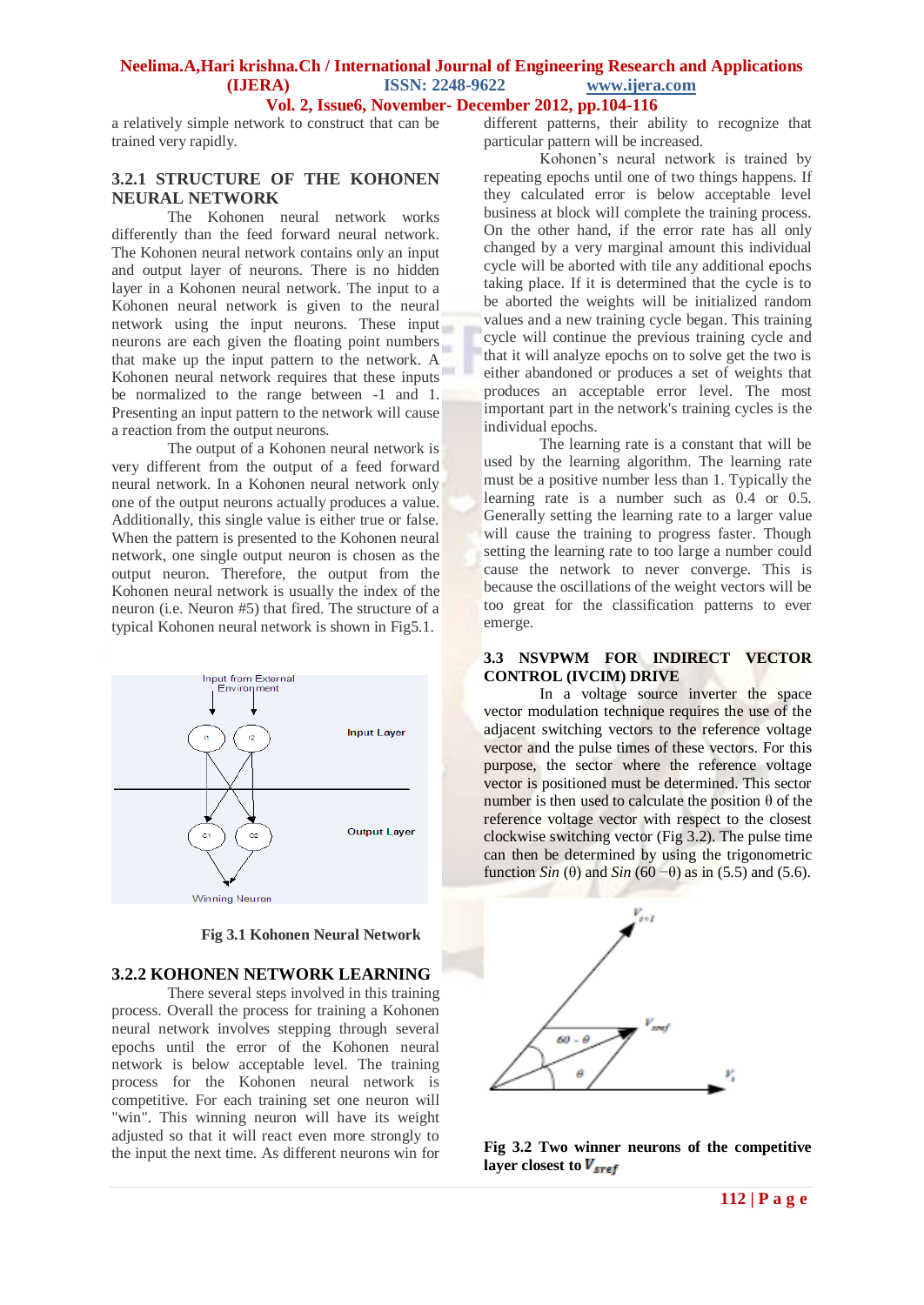a relatively simple network to construct that can be trained very rapidly.

### 3.2.1 STRUCTURE OF THE KOHONEN NEURAL NETWORK

The Kohonen neural network works differently than the feed forward neural network. The Kohonen neural network contains only an input and output layer of neurons. There is no hidden layer in a Kohonen neural network. The input to a Kohonen neural network is given to the neural network using the input neurons. These input neurons are each given the floating point numbers that make up the input pattern to the network. A Kohonen neural network requires that these inputs be normalized to the range between -1 and 1. Presenting an input pattern to the network will cause a reaction from the output neurons.

The output of a Kohonen neural network is very different from the output of a feed forward neural network. In a Kohonen neural network only one of the output neurons actually produces a value. Additionally, this single value is either true or false. When the pattern is presented to the Kohonen neural network, one single output neuron is chosen as the output neuron. Therefore, the output from the Kohonen neural network is usually the index of the neuron (i.e. Neuron #5) that fired. The structure of a typical Kohonen neural network is shown in Fig5.1.

**Fig 3.1 Kohonen Neural Network**

### 3.2.2 KOHONEN NETWORK LEARNING

There several steps involved in this training process. Overall the process for training a Kohonen neural network involves stepping through several epochs until the error of the Kohonen neural network is below acceptable level. The training process for the Kohonen neural network is competitive. For each training set one neuron will "win". This winning neuron will have its weight adjusted so that it will react even more strongly to the input the next time. As different neurons win for different patterns, their ability to recognize that particular pattern will be increased.

Kohonen's neural network is trained by repeating epochs until one of two things happens. If they calculated error is below acceptable level business at block will complete the training process. On the other hand, if the error rate has all only changed by a very marginal amount this individual cycle will be aborted with tile any additional epochs taking place. If it is determined that the cycle is to be aborted the weights will be initialized random values and a new training cycle began. This training cycle will continue the previous training cycle and that it will analyze epochs on to solve get the two is either abandoned or produces a set of weights that produces an acceptable error level. The most important part in the network's training cycles is the individual epochs.

The learning rate is a constant that will be used by the learning algorithm. The learning rate must be a positive number less than 1. Typically the learning rate is a number such as 0.4 or 0.5. Generally setting the learning rate to a larger value will cause the training to progress faster. Though setting the learning rate to too large a number could cause the network to never converge. This is because the oscillations of the weight vectors will be too great for the classification patterns to ever emerge.

### 3.3 NSVPWM FOR INDIRECT VECTOR CONTROL (IVCIM) DRIVE

In a voltage source inverter the space vector modulation technique requires the use of the adjacent switching vectors to the reference voltage vector and the pulse times of these vectors. For this purpose, the sector where the reference voltage vector is positioned must be determined. This sector number is then used to calculate the position θ of the reference voltage vector with respect to the closest clockwise switching vector (Fig 3.2). The pulse time can then be determined by using the trigonometric function *Sin* (θ) and *Sin* (60 −θ) as in (5.5) and (5.6).

**Fig 3.2 Two winner neurons of the competitive layer closest to $V_{sref}$**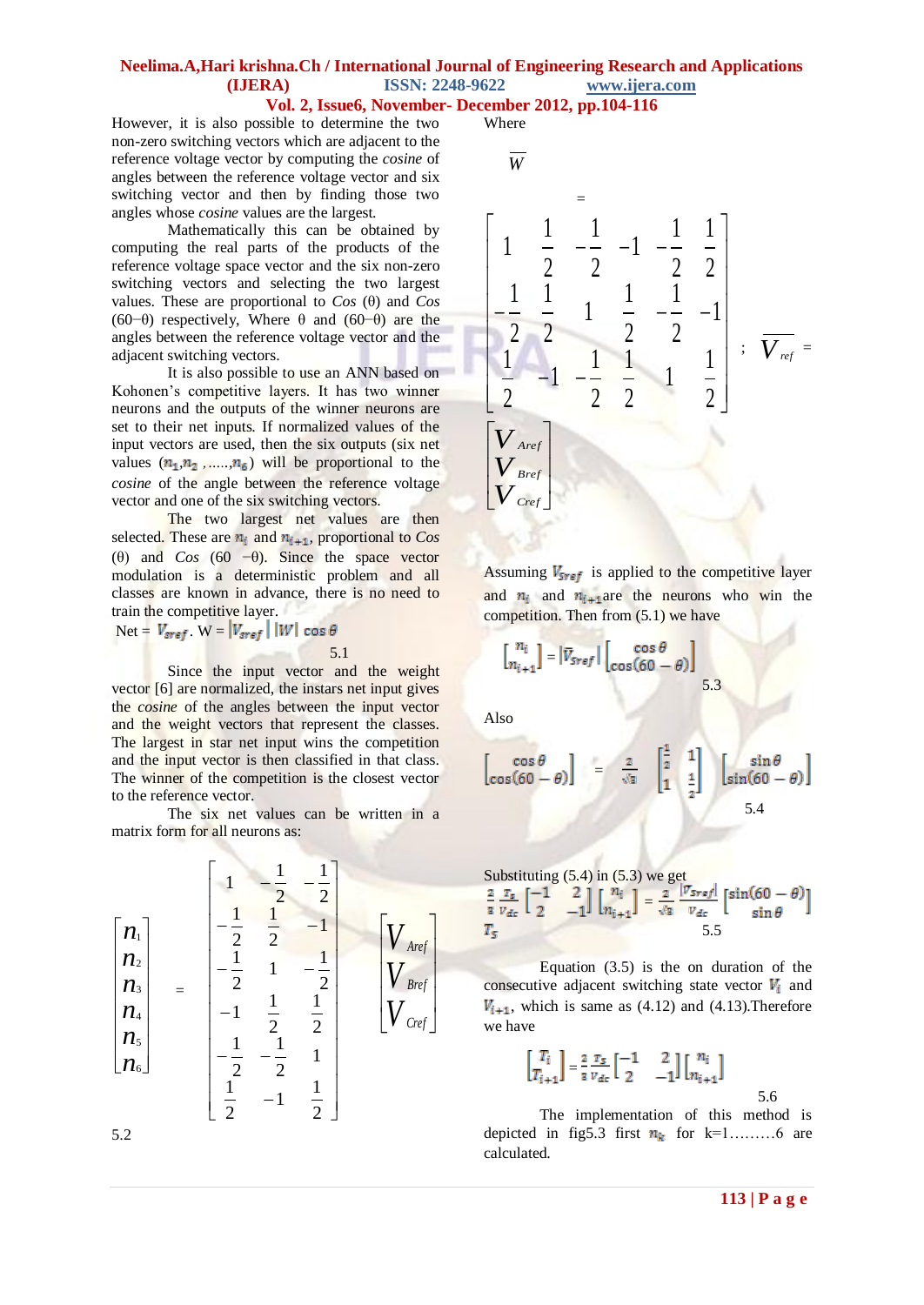However, it is also possible to determine the two non-zero switching vectors which are adjacent to the reference voltage vector by computing the *cosine* of angles between the reference voltage vector and six switching vector and then by finding those two angles whose *cosine* values are the largest.

Mathematically this can be obtained by computing the real parts of the products of the reference voltage space vector and the six non-zero switching vectors and selecting the two largest values. These are proportional to *Cos* (θ) and *Cos* (60−θ) respectively, Where θ and (60−θ) are the angles between the reference voltage vector and the adjacent switching vectors.

It is also possible to use an ANN based on Kohonen's competitive layers. It has two winner neurons and the outputs of the winner neurons are set to their net inputs. If normalized values of the input vectors are used, then the six outputs (six net values ($n_1$,$n_2$ ,.....,$n_6$) will be proportional to the *cosine* of the angle between the reference voltage vector and one of the six switching vectors.

The two largest net values are then selected. These are $n_i$ and $n_{i+1}$, proportional to *Cos* (θ) and *Cos* (60 −θ). Since the space vector modulation is a deterministic problem and all classes are known in advance, there is no need to train the competitive layer.

Net = $V_{sref}$ . W = $|V_{sref}|\,|W|\cos\theta$ 5.1

Since the input vector and the weight vector [6] are normalized, the instars net input gives the *cosine* of the angles between the input vector and the weight vectors that represent the classes. The largest in star net input wins the competition and the input vector is then classified in that class. The winner of the competition is the closest vector to the reference vector.

The six net values can be written in a matrix form for all neurons as:

$$\begin{bmatrix} n_1 \\ n_2 \\ n_3 \\ n_4 \\ n_5 \\ n_6 \end{bmatrix} = \begin{bmatrix} 1 & -\frac{1}{2} & -\frac{1}{2} \\ -\frac{1}{2} & \frac{1}{2} & -1 \\ -\frac{1}{2} & 1 & -\frac{1}{2} \\ -1 & \frac{1}{2} & \frac{1}{2} \\ -\frac{1}{2} & -\frac{1}{2} & 1 \\ \frac{1}{2} & -1 & \frac{1}{2} \end{bmatrix} \begin{bmatrix} V_{Aref} \\ V_{Bref} \\ V_{Cref} \end{bmatrix}$$

5.2

Where

$$\overline{W} = \begin{bmatrix} 1 & \frac{1}{2} & -\frac{1}{2} & -1 & -\frac{1}{2} & \frac{1}{2} \\ -\frac{1}{2} & \frac{1}{2} & 1 & \frac{1}{2} & -\frac{1}{2} & -1 \\ \frac{1}{2} & -1 & -\frac{1}{2} & \frac{1}{2} & 1 & \frac{1}{2} \end{bmatrix}; \quad \overline{V_{ref}} = \begin{bmatrix} V_{Aref} \\ V_{Bref} \\ V_{Cref} \end{bmatrix}$$

Assuming $V_{Sref}$ is applied to the competitive layer and $n_i$ and $n_{i+1}$are the neurons who win the competition. Then from (5.1) we have

$$\begin{bmatrix} n_i \\ n_{i+1} \end{bmatrix} = |\overline{V}_{Sref}| \begin{bmatrix} \cos\theta \\ \cos(60-\theta) \end{bmatrix} \qquad 5.3$$

Also

$$\begin{bmatrix} \cos\theta \\ \cos(60-\theta) \end{bmatrix} = \frac{2}{\sqrt{3}} \begin{bmatrix} \frac{1}{2} & 1 \\ 1 & \frac{1}{2} \end{bmatrix} \begin{bmatrix} \sin\theta \\ \sin(60-\theta) \end{bmatrix} \qquad 5.4$$

Substituting (5.4) in (5.3) we get

$$\frac{2}{3}\frac{T_s}{V_{dc}}\begin{bmatrix} -1 & 2 \\ 2 & -1 \end{bmatrix}\begin{bmatrix} n_i \\ n_{i+1} \end{bmatrix} = \frac{2}{\sqrt{3}}\frac{|\overline{V}_{Sref}|}{V_{dc}}\begin{bmatrix} \sin(60-\theta) \\ \sin\theta \end{bmatrix} T_s \qquad 5.5$$

Equation (3.5) is the on duration of the consecutive adjacent switching state vector $V_i$ and $V_{i+1}$, which is same as (4.12) and (4.13).Therefore we have

$$\begin{bmatrix} T_i \\ T_{i+1} \end{bmatrix} = \frac{2}{3}\frac{T_s}{V_{dc}}\begin{bmatrix} -1 & 2 \\ 2 & -1 \end{bmatrix}\begin{bmatrix} n_i \\ n_{i+1} \end{bmatrix} \qquad 5.6$$

The implementation of this method is depicted in fig5.3 first $n_k$ for k=1………6 are calculated.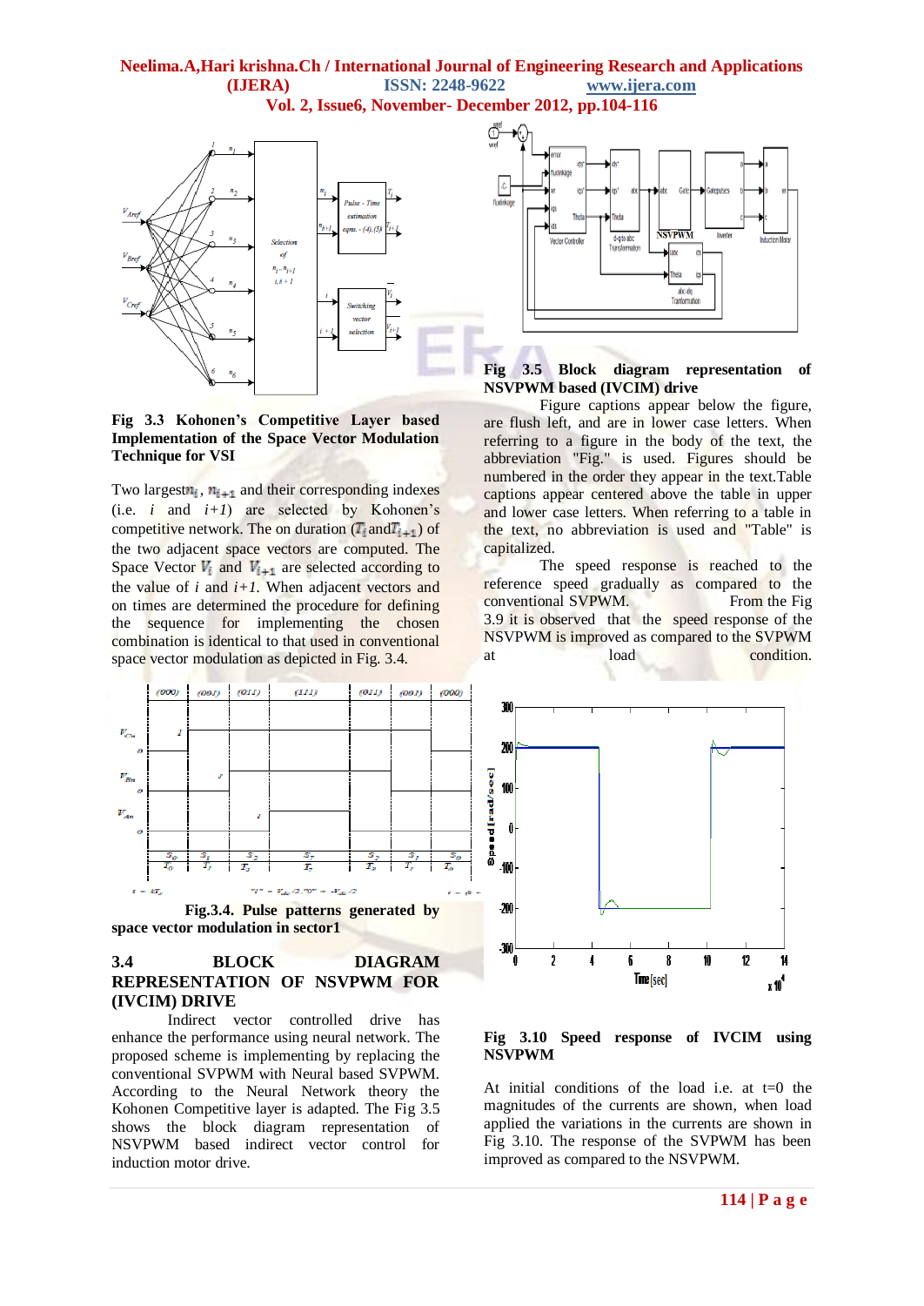Fig 3.3 **Kohonen's Competitive Layer based Implementation of the Space Vector Modulation Technique for VSI**

Two largest $n_i$, $n_{i+1}$ and their corresponding indexes (i.e. $i$ and $i+1$) are selected by Kohonen's competitive network. The on duration ($T_i$ and $T_{i+1}$) of the two adjacent space vectors are computed. The Space Vector $V_i$ and $V_{i+1}$ are selected according to the value of $i$ and $i+1$. When adjacent vectors and on times are determined the procedure for defining the sequence for implementing the chosen combination is identical to that used in conventional space vector modulation as depicted in Fig. 3.4.

**Fig.3.4. Pulse patterns generated by space vector modulation in sector1**

### 3.4 BLOCK DIAGRAM REPRESENTATION OF NSVPWM FOR (IVCIM) DRIVE

Indirect vector controlled drive has enhance the performance using neural network. The proposed scheme is implementing by replacing the conventional SVPWM with Neural based SVPWM. According to the Neural Network theory the Kohonen Competitive layer is adapted. The Fig 3.5 shows the block diagram representation of NSVPWM based indirect vector control for induction motor drive.

**Fig 3.5 Block diagram representation of NSVPWM based (IVCIM) drive**

Figure captions appear below the figure, are flush left, and are in lower case letters. When referring to a figure in the body of the text, the abbreviation "Fig." is used. Figures should be numbered in the order they appear in the text.Table captions appear centered above the table in upper and lower case letters. When referring to a table in the text, no abbreviation is used and "Table" is capitalized.

The speed response is reached to the reference speed gradually as compared to the conventional SVPWM. From the Fig 3.9 it is observed that the speed response of the NSVPWM is improved as compared to the SVPWM at load condition.

**Fig 3.10 Speed response of IVCIM using NSVPWM**

At initial conditions of the load i.e. at t=0 the magnitudes of the currents are shown, when load applied the variations in the currents are shown in Fig 3.10. The response of the SVPWM has been improved as compared to the NSVPWM.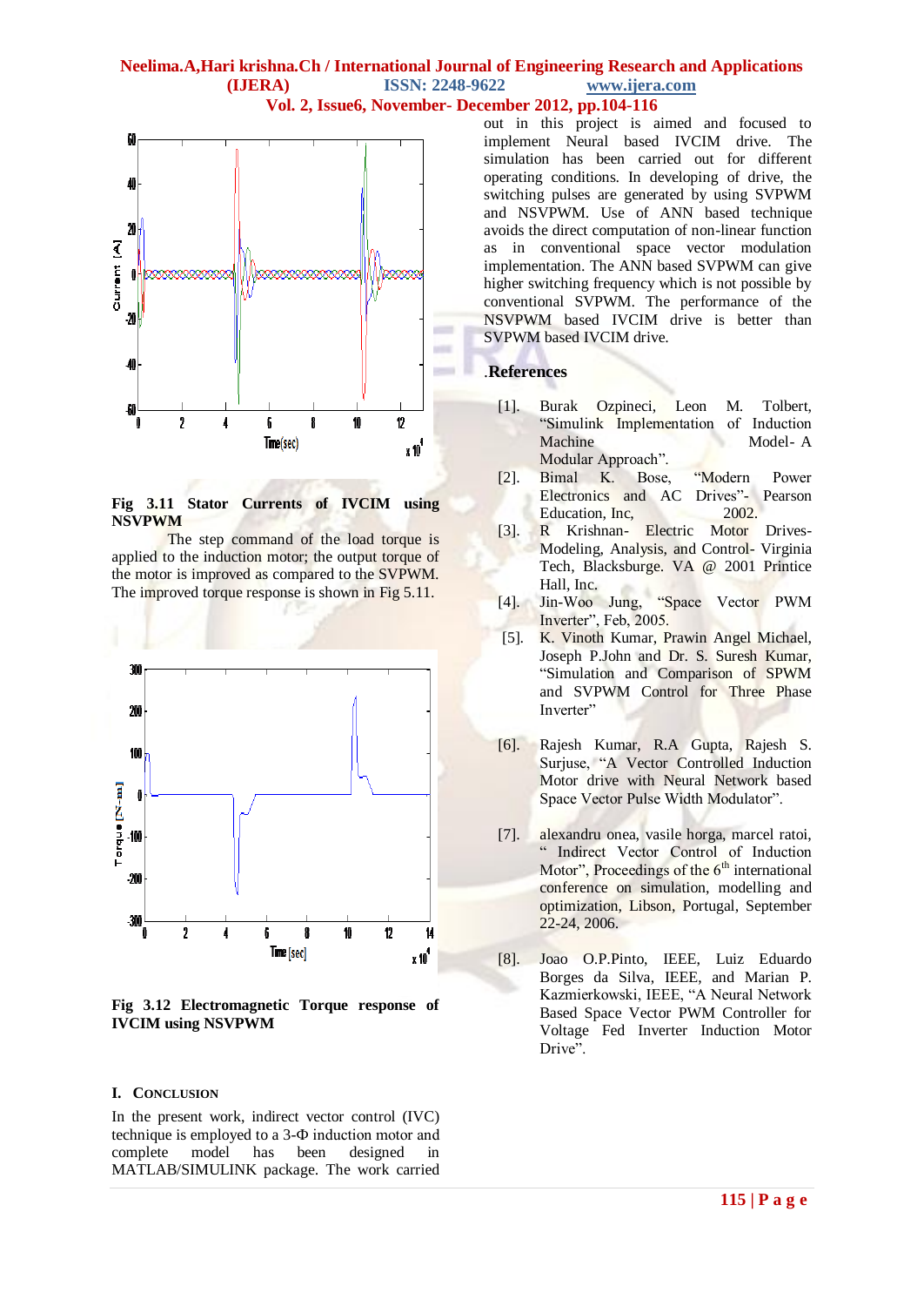Fig 3.11 **Stator Currents of IVCIM using NSVPWM**

The step command of the load torque is applied to the induction motor; the output torque of the motor is improved as compared to the SVPWM. The improved torque response is shown in Fig 5.11.

**Fig 3.12 Electromagnetic Torque response of IVCIM using NSVPWM**

## I. CONCLUSION

In the present work, indirect vector control (IVC) technique is employed to a 3-Φ induction motor and complete model has been designed in MATLAB/SIMULINK package. The work carried out in this project is aimed and focused to implement Neural based IVCIM drive. The simulation has been carried out for different operating conditions. In developing of drive, the switching pulses are generated by using SVPWM and NSVPWM. Use of ANN based technique avoids the direct computation of non-linear function as in conventional space vector modulation implementation. The ANN based SVPWM can give higher switching frequency which is not possible by conventional SVPWM. The performance of the NSVPWM based IVCIM drive is better than SVPWM based IVCIM drive.

## .References

[1]. Burak Ozpineci, Leon M. Tolbert, "Simulink Implementation of Induction Machine Model- A Modular Approach".

[2]. Bimal K. Bose, "Modern Power Electronics and AC Drives"- Pearson Education, Inc, 2002.

[3]. R Krishnan- Electric Motor Drives- Modeling, Analysis, and Control- Virginia Tech, Blacksburge. VA @ 2001 Printice Hall, Inc.

[4]. Jin-Woo Jung, "Space Vector PWM Inverter", Feb, 2005.

[5]. K. Vinoth Kumar, Prawin Angel Michael, Joseph P.John and Dr. S. Suresh Kumar, "Simulation and Comparison of SPWM and SVPWM Control for Three Phase Inverter"

[6]. Rajesh Kumar, R.A Gupta, Rajesh S. Surjuse, "A Vector Controlled Induction Motor drive with Neural Network based Space Vector Pulse Width Modulator".

[7]. alexandru onea, vasile horga, marcel ratoi, " Indirect Vector Control of Induction Motor", Proceedings of the 6th international conference on simulation, modelling and optimization, Libson, Portugal, September 22-24, 2006.

[8]. Joao O.P.Pinto, IEEE, Luiz Eduardo Borges da Silva, IEEE, and Marian P. Kazmierkowski, IEEE, "A Neural Network Based Space Vector PWM Controller for Voltage Fed Inverter Induction Motor Drive".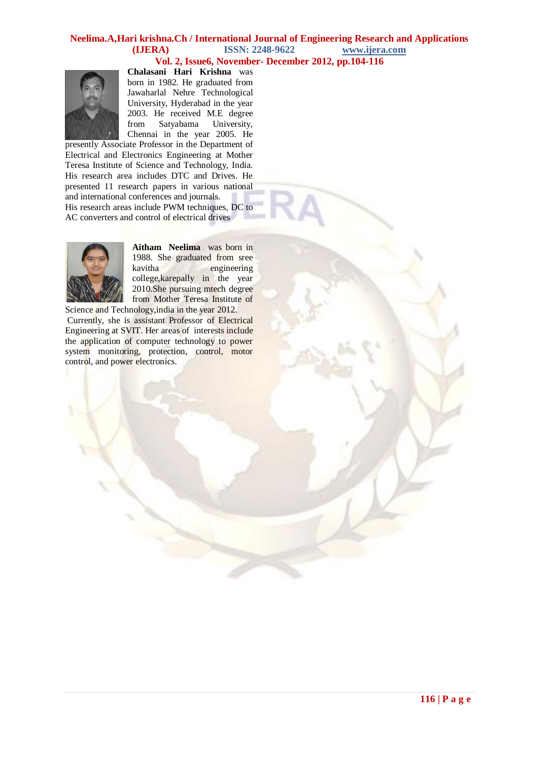**Chalasani Hari Krishna** was born in 1982. He graduated from Jawaharlal Nehre Technological University, Hyderabad in the year 2003. He received M.E degree from Satyabama University, Chennai in the year 2005. He presently Associate Professor in the Department of Electrical and Electronics Engineering at Mother Teresa Institute of Science and Technology, India. His research area includes DTC and Drives. He presented 11 research papers in various national and international conferences and journals.
His research areas include PWM techniques, DC to AC converters and control of electrical drives

**Aitham Neelima** was born in 1988. She graduated from sree kavitha engineering college,karepally in the year 2010.She pursuing mtech degree from Mother Teresa Institute of Science and Technology,india in the year 2012.
Currently, she is assistant Professor of Electrical Engineering at SVIT. Her areas of interests include the application of computer technology to power system monitoring, protection, control, motor control, and power electronics.